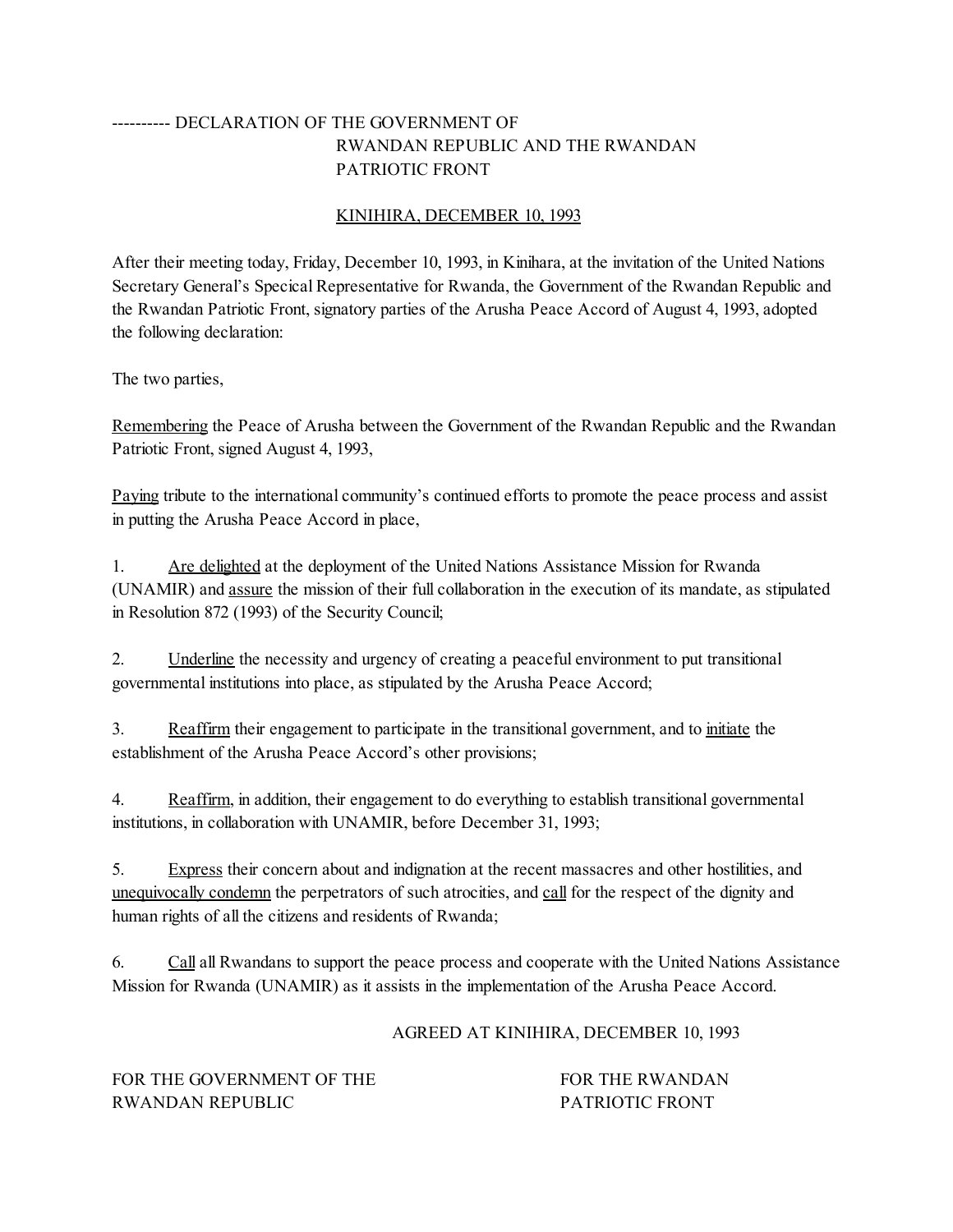---------- DECLARATION OF THE GOVERNMENT OF RWANDAN REPUBLIC AND THE RWANDAN PATRIOTIC FRONT

KINIHIRA, DECEMBER 10, 1993

After their meeting today, Friday, December 10, 1993, in Kinihara, at the invitation of the United Nations Secretary General's Specical Representative for Rwanda, the Government of the Rwandan Republic and the Rwandan Patriotic Front, signatory parties of the Arusha Peace Accord of August 4, 1993, adopted the following declaration:

The two parties,

Remembering the Peace of Arusha between the Government of the Rwandan Republic and the Rwandan Patriotic Front, signed August 4, 1993,

Paying tribute to the international community's continued efforts to promote the peace process and assist in putting the Arusha Peace Accord in place,

1. Are delighted at the deployment of the United Nations Assistance Mission for Rwanda (UNAMIR) and assure the mission of their full collaboration in the execution of its mandate, as stipulated in Resolution 872 (1993) of the Security Council;

2. Underline the necessity and urgency of creating a peaceful environment to put transitional governmental institutions into place, as stipulated by the Arusha Peace Accord;

3. Reaffirm their engagement to participate in the transitional government, and to initiate the establishment of the Arusha Peace Accord's other provisions;

4. Reaffirm, in addition, their engagement to do everything to establish transitional governmental institutions, in collaboration with UNAMIR, before December 31, 1993;

5. Express their concern about and indignation at the recent massacres and other hostilities, and unequivocally condemn the perpetrators of such atrocities, and call for the respect of the dignity and human rights of all the citizens and residents of Rwanda;

6. Call all Rwandans to support the peace process and cooperate with the United Nations Assistance Mission for Rwanda (UNAMIR) as it assists in the implementation of the Arusha Peace Accord.

AGREED AT KINIHIRA, DECEMBER 10, 1993

FOR THE GOVERNMENT OF THE RWANDAN REPUBLIC

FOR THE RWANDAN PATRIOTIC FRONT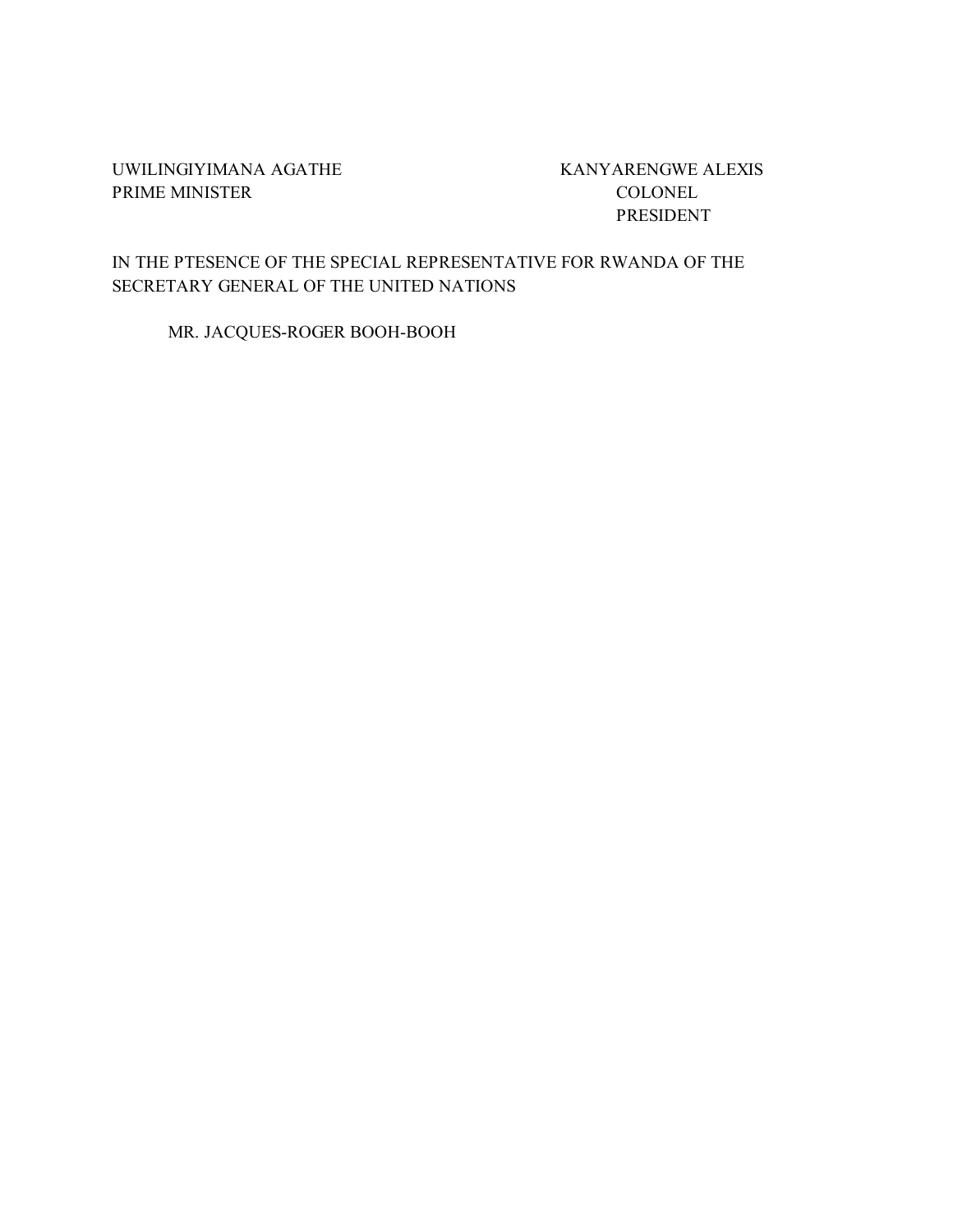UWILINGIYIMANA AGATHE
PRIME MINISTER

KANYARENGWE ALEXIS
COLONEL
PRESIDENT

IN THE PTESENCE OF THE SPECIAL REPRESENTATIVE FOR RWANDA OF THE SECRETARY GENERAL OF THE UNITED NATIONS

MR. JACQUES-ROGER BOOH-BOOH